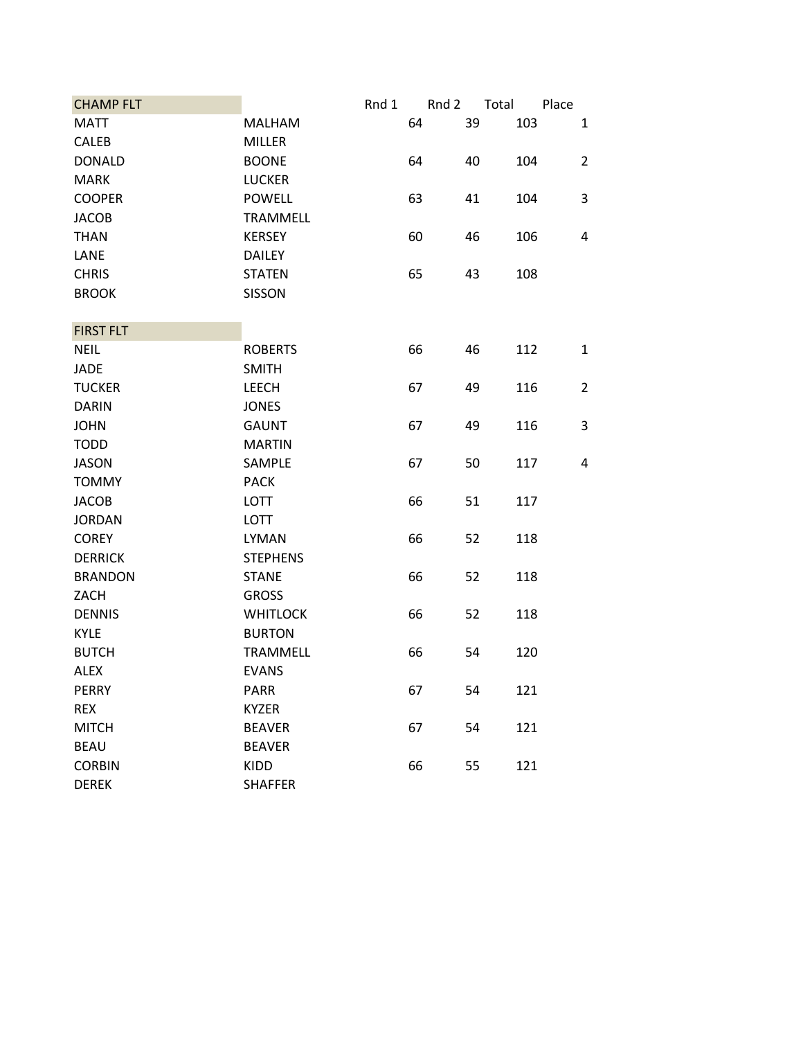| CHAMP FLT | | Rnd 1 | Rnd 2 | Total | Place |
|---|---|---|---|---|---|
| MATT | MALHAM | 64 | 39 | 103 | 1 |
| CALEB | MILLER | | | | |
| DONALD | BOONE | 64 | 40 | 104 | 2 |
| MARK | LUCKER | | | | |
| COOPER | POWELL | 63 | 41 | 104 | 3 |
| JACOB | TRAMMELL | | | | |
| THAN | KERSEY | 60 | 46 | 106 | 4 |
| LANE | DAILEY | | | | |
| CHRIS | STATEN | 65 | 43 | 108 | |
| BROOK | SISSON | | | | |

| FIRST FLT | | Rnd 1 | Rnd 2 | Total | Place |
|---|---|---|---|---|---|
| NEIL | ROBERTS | 66 | 46 | 112 | 1 |
| JADE | SMITH | | | | |
| TUCKER | LEECH | 67 | 49 | 116 | 2 |
| DARIN | JONES | | | | |
| JOHN | GAUNT | 67 | 49 | 116 | 3 |
| TODD | MARTIN | | | | |
| JASON | SAMPLE | 67 | 50 | 117 | 4 |
| TOMMY | PACK | | | | |
| JACOB | LOTT | 66 | 51 | 117 | |
| JORDAN | LOTT | | | | |
| COREY | LYMAN | 66 | 52 | 118 | |
| DERRICK | STEPHENS | | | | |
| BRANDON | STANE | 66 | 52 | 118 | |
| ZACH | GROSS | | | | |
| DENNIS | WHITLOCK | 66 | 52 | 118 | |
| KYLE | BURTON | | | | |
| BUTCH | TRAMMELL | 66 | 54 | 120 | |
| ALEX | EVANS | | | | |
| PERRY | PARR | 67 | 54 | 121 | |
| REX | KYZER | | | | |
| MITCH | BEAVER | 67 | 54 | 121 | |
| BEAU | BEAVER | | | | |
| CORBIN | KIDD | 66 | 55 | 121 | |
| DEREK | SHAFFER | | | | |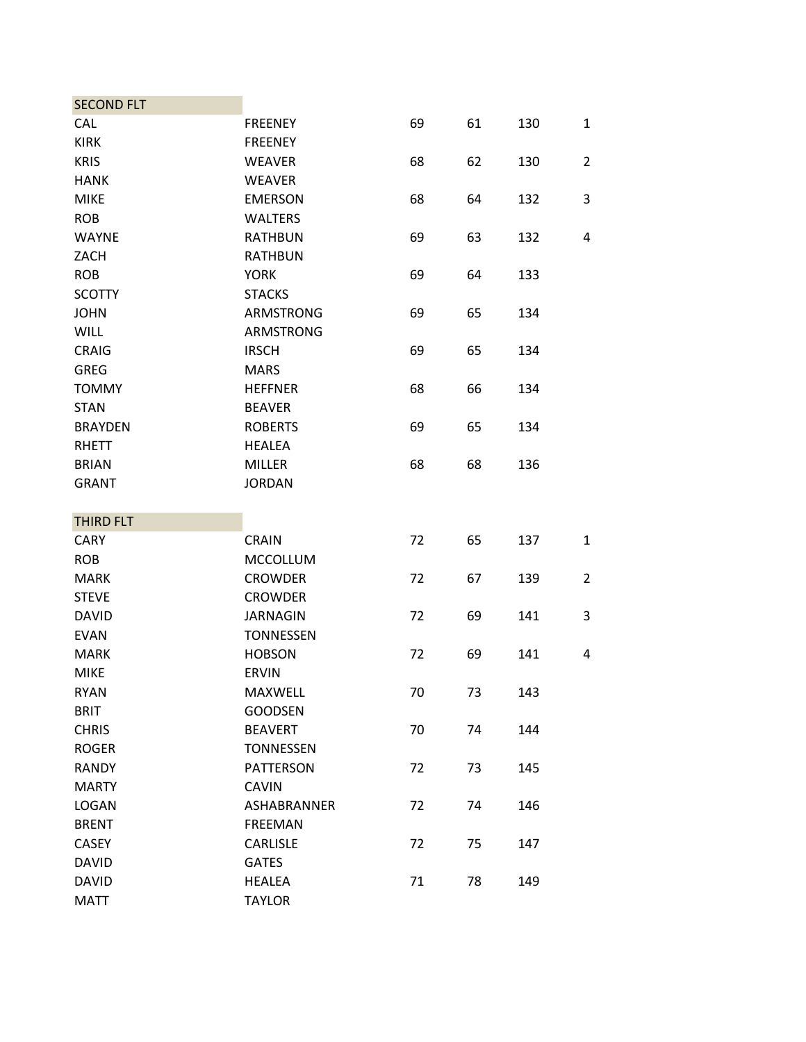| SECOND FLT | | | | | |
|---|---|---|---|---|---|
| CAL | FREENEY | 69 | 61 | 130 | 1 |
| KIRK | FREENEY | | | | |
| KRIS | WEAVER | 68 | 62 | 130 | 2 |
| HANK | WEAVER | | | | |
| MIKE | EMERSON | 68 | 64 | 132 | 3 |
| ROB | WALTERS | | | | |
| WAYNE | RATHBUN | 69 | 63 | 132 | 4 |
| ZACH | RATHBUN | | | | |
| ROB | YORK | 69 | 64 | 133 | |
| SCOTTY | STACKS | | | | |
| JOHN | ARMSTRONG | 69 | 65 | 134 | |
| WILL | ARMSTRONG | | | | |
| CRAIG | IRSCH | 69 | 65 | 134 | |
| GREG | MARS | | | | |
| TOMMY | HEFFNER | 68 | 66 | 134 | |
| STAN | BEAVER | | | | |
| BRAYDEN | ROBERTS | 69 | 65 | 134 | |
| RHETT | HEALEA | | | | |
| BRIAN | MILLER | 68 | 68 | 136 | |
| GRANT | JORDAN | | | | |

| THIRD FLT | | | | | |
|---|---|---|---|---|---|
| CARY | CRAIN | 72 | 65 | 137 | 1 |
| ROB | MCCOLLUM | | | | |
| MARK | CROWDER | 72 | 67 | 139 | 2 |
| STEVE | CROWDER | | | | |
| DAVID | JARNAGIN | 72 | 69 | 141 | 3 |
| EVAN | TONNESSEN | | | | |
| MARK | HOBSON | 72 | 69 | 141 | 4 |
| MIKE | ERVIN | | | | |
| RYAN | MAXWELL | 70 | 73 | 143 | |
| BRIT | GOODSEN | | | | |
| CHRIS | BEAVERT | 70 | 74 | 144 | |
| ROGER | TONNESSEN | | | | |
| RANDY | PATTERSON | 72 | 73 | 145 | |
| MARTY | CAVIN | | | | |
| LOGAN | ASHABRANNER | 72 | 74 | 146 | |
| BRENT | FREEMAN | | | | |
| CASEY | CARLISLE | 72 | 75 | 147 | |
| DAVID | GATES | | | | |
| DAVID | HEALEA | 71 | 78 | 149 | |
| MATT | TAYLOR | | | | |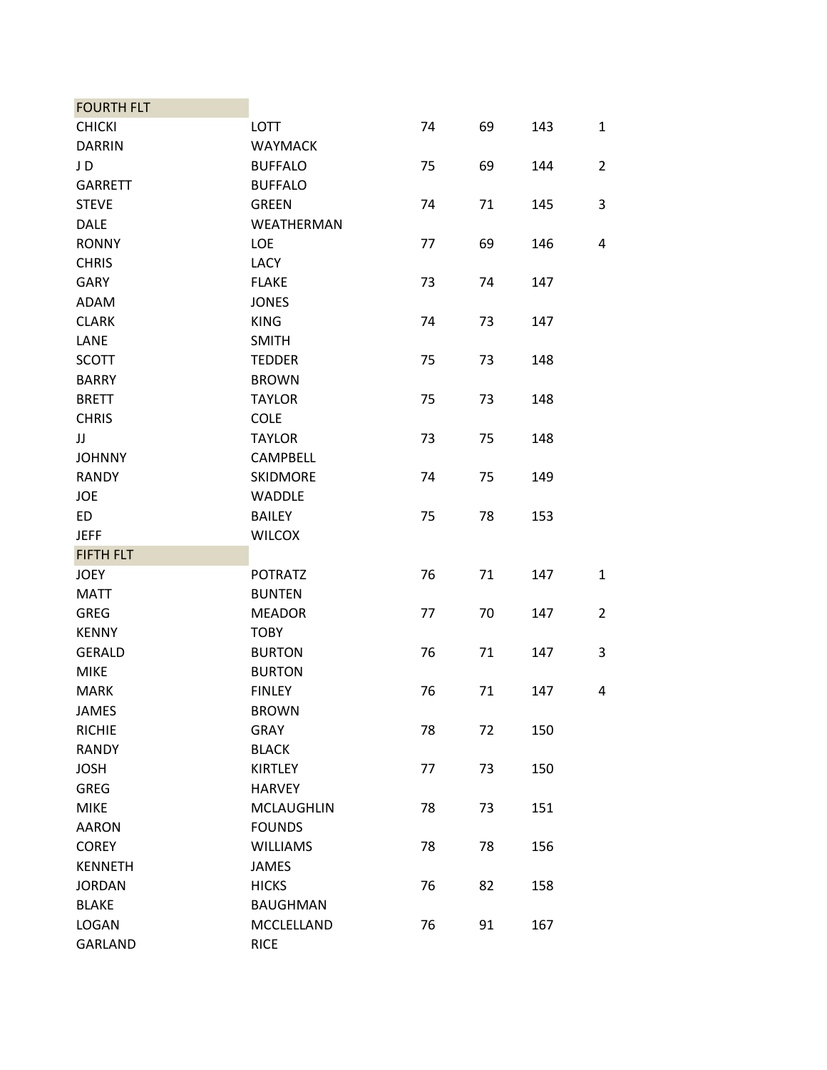| FOURTH FLT | | | | | |
|---|---|---|---|---|---|
| CHICKI | LOTT | 74 | 69 | 143 | 1 |
| DARRIN | WAYMACK | | | | |
| J D | BUFFALO | 75 | 69 | 144 | 2 |
| GARRETT | BUFFALO | | | | |
| STEVE | GREEN | 74 | 71 | 145 | 3 |
| DALE | WEATHERMAN | | | | |
| RONNY | LOE | 77 | 69 | 146 | 4 |
| CHRIS | LACY | | | | |
| GARY | FLAKE | 73 | 74 | 147 | |
| ADAM | JONES | | | | |
| CLARK | KING | 74 | 73 | 147 | |
| LANE | SMITH | | | | |
| SCOTT | TEDDER | 75 | 73 | 148 | |
| BARRY | BROWN | | | | |
| BRETT | TAYLOR | 75 | 73 | 148 | |
| CHRIS | COLE | | | | |
| JJ | TAYLOR | 73 | 75 | 148 | |
| JOHNNY | CAMPBELL | | | | |
| RANDY | SKIDMORE | 74 | 75 | 149 | |
| JOE | WADDLE | | | | |
| ED | BAILEY | 75 | 78 | 153 | |
| JEFF | WILCOX | | | | |
| **FIFTH FLT** | | | | | |
| JOEY | POTRATZ | 76 | 71 | 147 | 1 |
| MATT | BUNTEN | | | | |
| GREG | MEADOR | 77 | 70 | 147 | 2 |
| KENNY | TOBY | | | | |
| GERALD | BURTON | 76 | 71 | 147 | 3 |
| MIKE | BURTON | | | | |
| MARK | FINLEY | 76 | 71 | 147 | 4 |
| JAMES | BROWN | | | | |
| RICHIE | GRAY | 78 | 72 | 150 | |
| RANDY | BLACK | | | | |
| JOSH | KIRTLEY | 77 | 73 | 150 | |
| GREG | HARVEY | | | | |
| MIKE | MCLAUGHLIN | 78 | 73 | 151 | |
| AARON | FOUNDS | | | | |
| COREY | WILLIAMS | 78 | 78 | 156 | |
| KENNETH | JAMES | | | | |
| JORDAN | HICKS | 76 | 82 | 158 | |
| BLAKE | BAUGHMAN | | | | |
| LOGAN | MCCLELLAND | 76 | 91 | 167 | |
| GARLAND | RICE | | | | |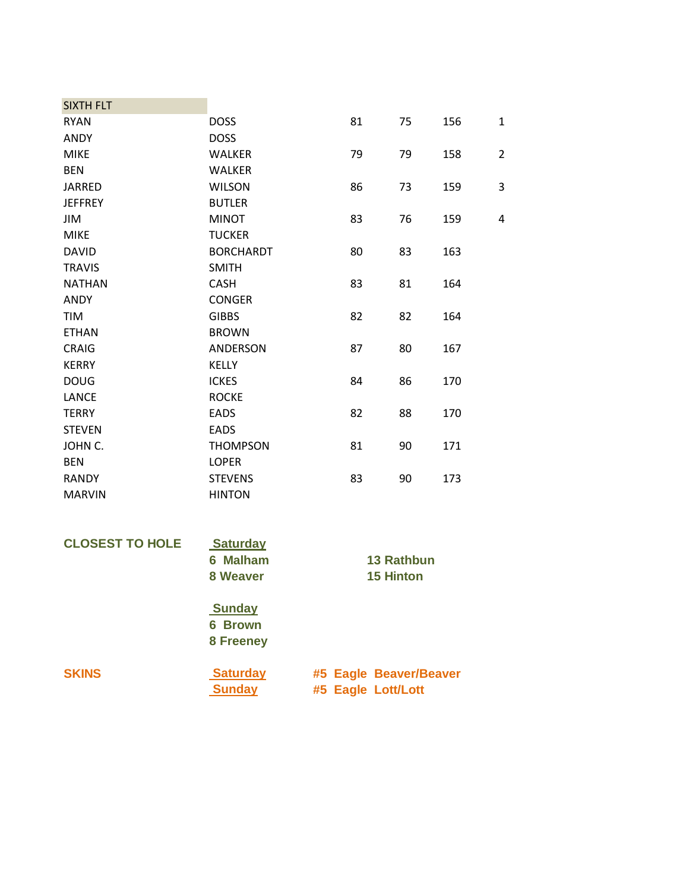| SIXTH FLT | | | | | |
|---|---|---|---|---|---|
| RYAN | DOSS | 81 | 75 | 156 | 1 |
| ANDY | DOSS | | | | |
| MIKE | WALKER | 79 | 79 | 158 | 2 |
| BEN | WALKER | | | | |
| JARRED | WILSON | 86 | 73 | 159 | 3 |
| JEFFREY | BUTLER | | | | |
| JIM | MINOT | 83 | 76 | 159 | 4 |
| MIKE | TUCKER | | | | |
| DAVID | BORCHARDT | 80 | 83 | 163 | |
| TRAVIS | SMITH | | | | |
| NATHAN | CASH | 83 | 81 | 164 | |
| ANDY | CONGER | | | | |
| TIM | GIBBS | 82 | 82 | 164 | |
| ETHAN | BROWN | | | | |
| CRAIG | ANDERSON | 87 | 80 | 167 | |
| KERRY | KELLY | | | | |
| DOUG | ICKES | 84 | 86 | 170 | |
| LANCE | ROCKE | | | | |
| TERRY | EADS | 82 | 88 | 170 | |
| STEVEN | EADS | | | | |
| JOHN C. | THOMPSON | 81 | 90 | 171 | |
| BEN | LOPER | | | | |
| RANDY | STEVENS | 83 | 90 | 173 | |
| MARVIN | HINTON | | | | |

**CLOSEST TO HOLE**

**Saturday**

**6 Malham** — **13 Rathbun**

**8 Weaver** — **15 Hinton**

**Sunday**

**6 Brown**

**8 Freeney**

**SKINS**

**Saturday** — **#5 Eagle Beaver/Beaver**

**Sunday** — **#5 Eagle Lott/Lott**